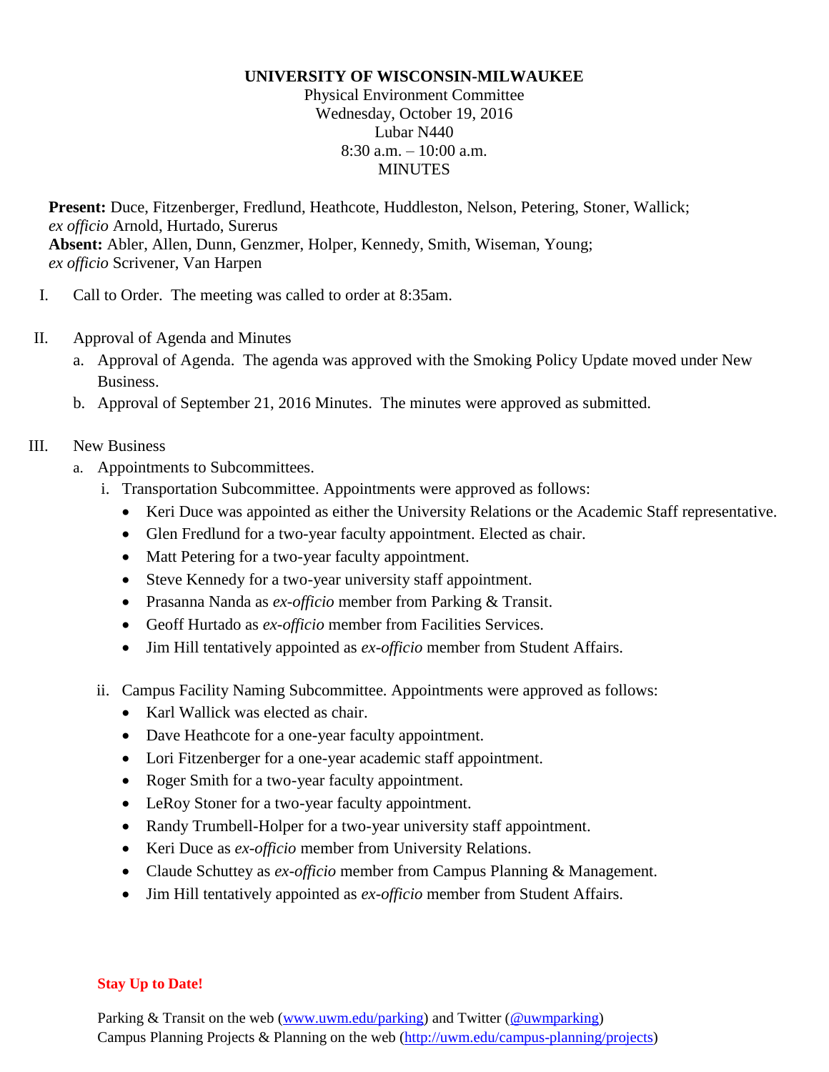# UNIVERSITY OF WISCONSIN-MILWAUKEE

Physical Environment Committee
Wednesday, October 19, 2016
Lubar N440
8:30 a.m. – 10:00 a.m.
MINUTES

**Present:** Duce, Fitzenberger, Fredlund, Heathcote, Huddleston, Nelson, Petering, Stoner, Wallick; *ex officio* Arnold, Hurtado, Surerus
**Absent:** Abler, Allen, Dunn, Genzmer, Holper, Kennedy, Smith, Wiseman, Young; *ex officio* Scrivener, Van Harpen

I. Call to Order. The meeting was called to order at 8:35am.

II. Approval of Agenda and Minutes
   a. Approval of Agenda. The agenda was approved with the Smoking Policy Update moved under New Business.
   b. Approval of September 21, 2016 Minutes. The minutes were approved as submitted.

III. New Business
   a. Appointments to Subcommittees.
      i. Transportation Subcommittee. Appointments were approved as follows:
         - Keri Duce was appointed as either the University Relations or the Academic Staff representative.
         - Glen Fredlund for a two-year faculty appointment. Elected as chair.
         - Matt Petering for a two-year faculty appointment.
         - Steve Kennedy for a two-year university staff appointment.
         - Prasanna Nanda as *ex-officio* member from Parking & Transit.
         - Geoff Hurtado as *ex-officio* member from Facilities Services.
         - Jim Hill tentatively appointed as *ex-officio* member from Student Affairs.

      ii. Campus Facility Naming Subcommittee. Appointments were approved as follows:
         - Karl Wallick was elected as chair.
         - Dave Heathcote for a one-year faculty appointment.
         - Lori Fitzenberger for a one-year academic staff appointment.
         - Roger Smith for a two-year faculty appointment.
         - LeRoy Stoner for a two-year faculty appointment.
         - Randy Trumbell-Holper for a two-year university staff appointment.
         - Keri Duce as *ex-officio* member from University Relations.
         - Claude Schuttey as *ex-officio* member from Campus Planning & Management.
         - Jim Hill tentatively appointed as *ex-officio* member from Student Affairs.

**Stay Up to Date!**

Parking & Transit on the web (www.uwm.edu/parking) and Twitter (@uwmparking)
Campus Planning Projects & Planning on the web (http://uwm.edu/campus-planning/projects)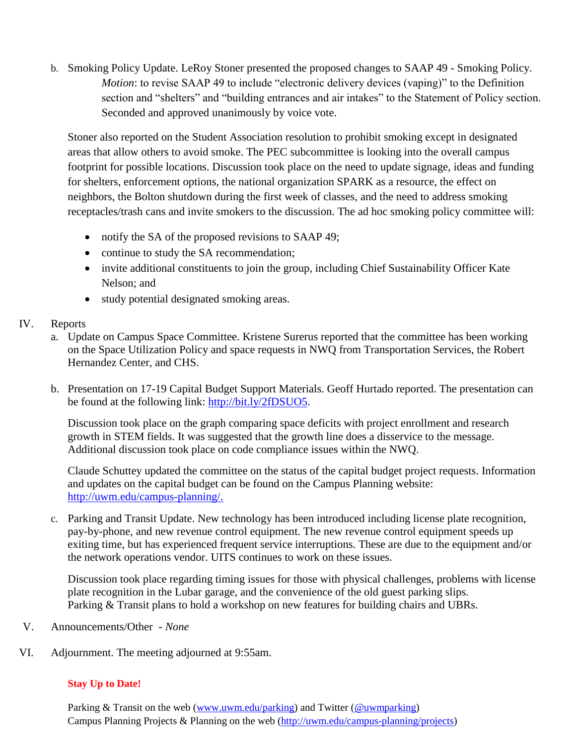b. Smoking Policy Update. LeRoy Stoner presented the proposed changes to SAAP 49 - Smoking Policy.

> *Motion*: to revise SAAP 49 to include "electronic delivery devices (vaping)" to the Definition section and "shelters" and "building entrances and air intakes" to the Statement of Policy section. Seconded and approved unanimously by voice vote.

Stoner also reported on the Student Association resolution to prohibit smoking except in designated areas that allow others to avoid smoke. The PEC subcommittee is looking into the overall campus footprint for possible locations. Discussion took place on the need to update signage, ideas and funding for shelters, enforcement options, the national organization SPARK as a resource, the effect on neighbors, the Bolton shutdown during the first week of classes, and the need to address smoking receptacles/trash cans and invite smokers to the discussion. The ad hoc smoking policy committee will:

- notify the SA of the proposed revisions to SAAP 49;
- continue to study the SA recommendation;
- invite additional constituents to join the group, including Chief Sustainability Officer Kate Nelson; and
- study potential designated smoking areas.

IV. Reports

a. Update on Campus Space Committee. Kristene Surerus reported that the committee has been working on the Space Utilization Policy and space requests in NWQ from Transportation Services, the Robert Hernandez Center, and CHS.

b. Presentation on 17-19 Capital Budget Support Materials. Geoff Hurtado reported. The presentation can be found at the following link: http://bit.ly/2fDSUO5.

Discussion took place on the graph comparing space deficits with project enrollment and research growth in STEM fields. It was suggested that the growth line does a disservice to the message. Additional discussion took place on code compliance issues within the NWQ.

Claude Schuttey updated the committee on the status of the capital budget project requests. Information and updates on the capital budget can be found on the Campus Planning website: http://uwm.edu/campus-planning/.

c. Parking and Transit Update. New technology has been introduced including license plate recognition, pay-by-phone, and new revenue control equipment. The new revenue control equipment speeds up exiting time, but has experienced frequent service interruptions. These are due to the equipment and/or the network operations vendor. UITS continues to work on these issues.

Discussion took place regarding timing issues for those with physical challenges, problems with license plate recognition in the Lubar garage, and the convenience of the old guest parking slips. Parking & Transit plans to hold a workshop on new features for building chairs and UBRs.

V. Announcements/Other - *None*

VI. Adjournment. The meeting adjourned at 9:55am.

**Stay Up to Date!**

Parking & Transit on the web (www.uwm.edu/parking) and Twitter (@uwmparking)
Campus Planning Projects & Planning on the web (http://uwm.edu/campus-planning/projects)